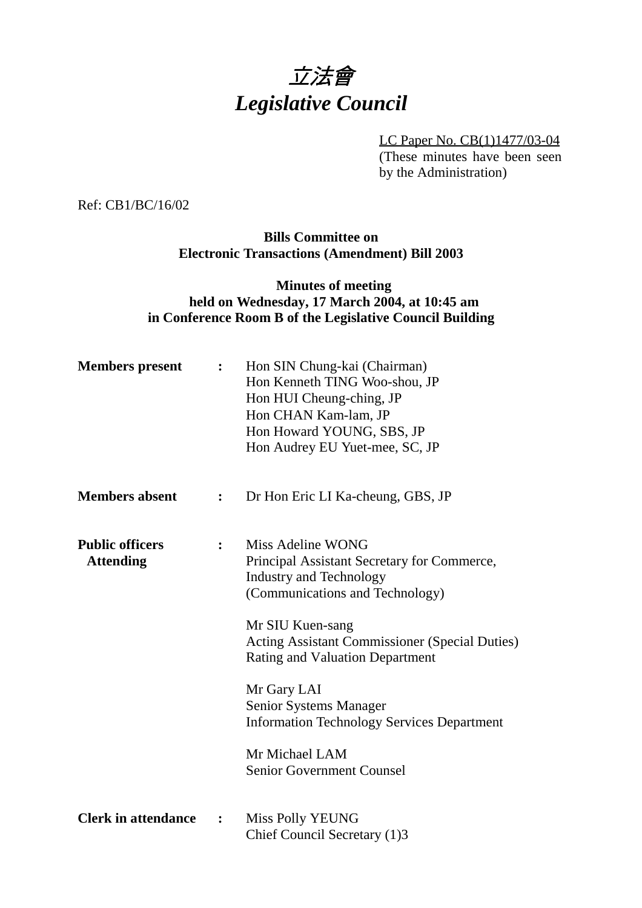# *立法會*
# *Legislative Council*

LC Paper No. CB(1)1477/03-04
(These minutes have been seen by the Administration)

Ref: CB1/BC/16/02

**Bills Committee on**
**Electronic Transactions (Amendment) Bill 2003**

**Minutes of meeting**
**held on Wednesday, 17 March 2004, at 10:45 am**
**in Conference Room B of the Legislative Council Building**

**Members present** : Hon SIN Chung-kai (Chairman)
Hon Kenneth TING Woo-shou, JP
Hon HUI Cheung-ching, JP
Hon CHAN Kam-lam, JP
Hon Howard YOUNG, SBS, JP
Hon Audrey EU Yuet-mee, SC, JP

**Members absent** : Dr Hon Eric LI Ka-cheung, GBS, JP

**Public officers Attending** : Miss Adeline WONG
Principal Assistant Secretary for Commerce, Industry and Technology
(Communications and Technology)

Mr SIU Kuen-sang
Acting Assistant Commissioner (Special Duties)
Rating and Valuation Department

Mr Gary LAI
Senior Systems Manager
Information Technology Services Department

Mr Michael LAM
Senior Government Counsel

**Clerk in attendance** : Miss Polly YEUNG
Chief Council Secretary (1)3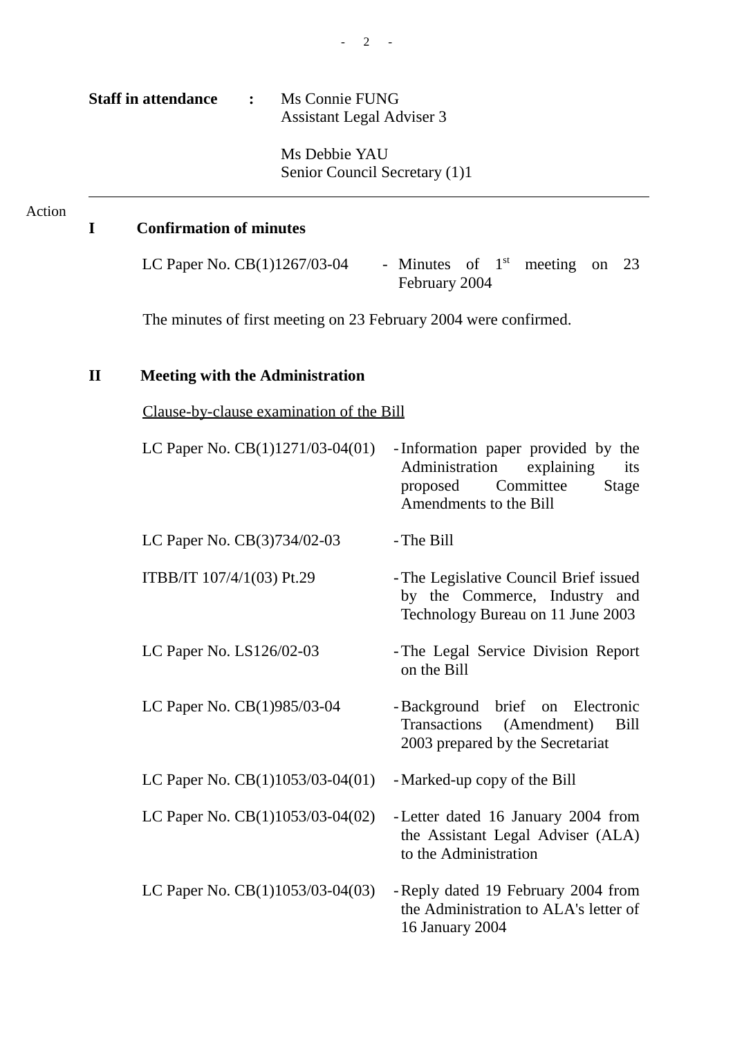**Staff in attendance :** Ms Connie FUNG
Assistant Legal Adviser 3

Ms Debbie YAU
Senior Council Secretary (1)1

---

Action

## I Confirmation of minutes

LC Paper No. CB(1)1267/03-04 - Minutes of 1st meeting on 23 February 2004

The minutes of first meeting on 23 February 2004 were confirmed.

## II Meeting with the Administration

Clause-by-clause examination of the Bill

| | |
|---|---|
| LC Paper No. CB(1)1271/03-04(01) | - Information paper provided by the Administration explaining its proposed Committee Stage Amendments to the Bill |
| LC Paper No. CB(3)734/02-03 | - The Bill |
| ITBB/IT 107/4/1(03) Pt.29 | - The Legislative Council Brief issued by the Commerce, Industry and Technology Bureau on 11 June 2003 |
| LC Paper No. LS126/02-03 | - The Legal Service Division Report on the Bill |
| LC Paper No. CB(1)985/03-04 | - Background brief on Electronic Transactions (Amendment) Bill 2003 prepared by the Secretariat |
| LC Paper No. CB(1)1053/03-04(01) | - Marked-up copy of the Bill |
| LC Paper No. CB(1)1053/03-04(02) | - Letter dated 16 January 2004 from the Assistant Legal Adviser (ALA) to the Administration |
| LC Paper No. CB(1)1053/03-04(03) | - Reply dated 19 February 2004 from the Administration to ALA's letter of 16 January 2004 |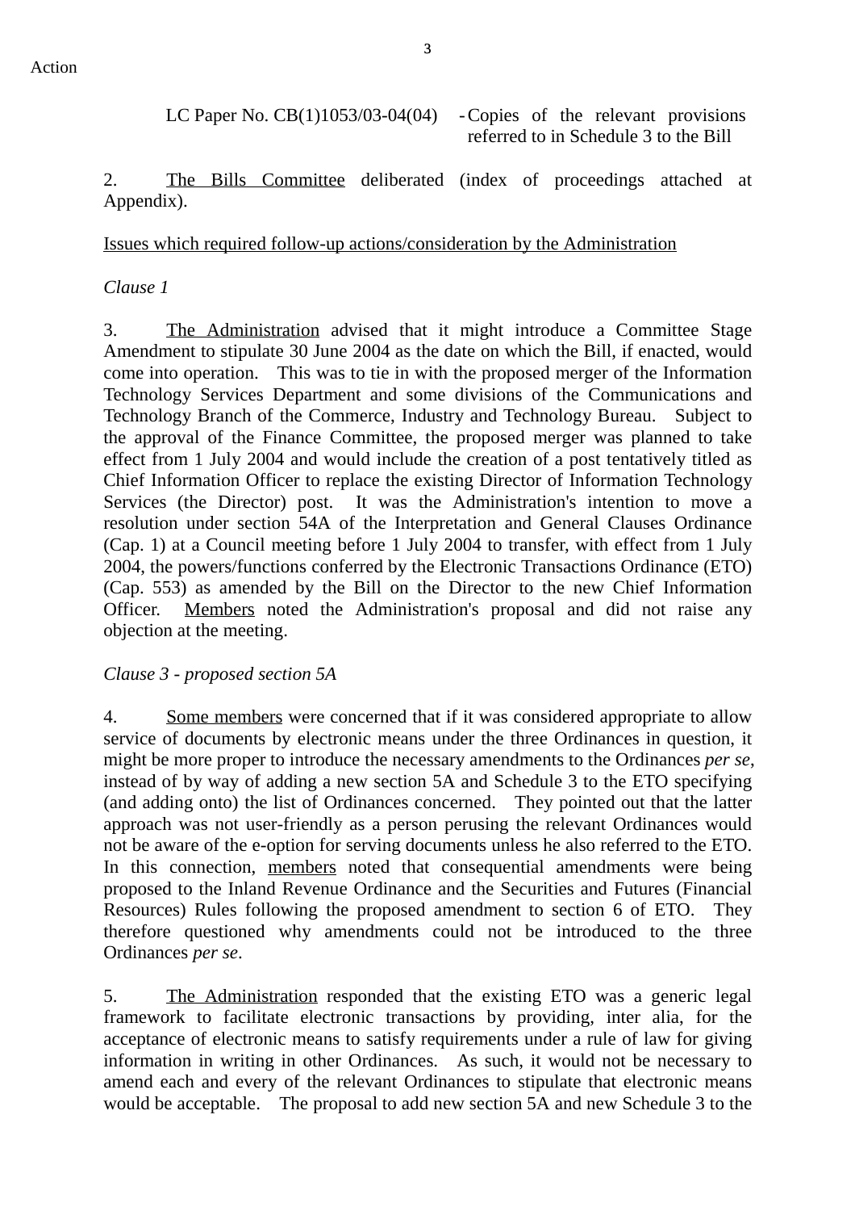Action

LC Paper No. CB(1)1053/03-04(04) - Copies of the relevant provisions referred to in Schedule 3 to the Bill

2. The Bills Committee deliberated (index of proceedings attached at Appendix).

Issues which required follow-up actions/consideration by the Administration

*Clause 1*

3. The Administration advised that it might introduce a Committee Stage Amendment to stipulate 30 June 2004 as the date on which the Bill, if enacted, would come into operation. This was to tie in with the proposed merger of the Information Technology Services Department and some divisions of the Communications and Technology Branch of the Commerce, Industry and Technology Bureau. Subject to the approval of the Finance Committee, the proposed merger was planned to take effect from 1 July 2004 and would include the creation of a post tentatively titled as Chief Information Officer to replace the existing Director of Information Technology Services (the Director) post. It was the Administration's intention to move a resolution under section 54A of the Interpretation and General Clauses Ordinance (Cap. 1) at a Council meeting before 1 July 2004 to transfer, with effect from 1 July 2004, the powers/functions conferred by the Electronic Transactions Ordinance (ETO) (Cap. 553) as amended by the Bill on the Director to the new Chief Information Officer. Members noted the Administration's proposal and did not raise any objection at the meeting.

*Clause 3 - proposed section 5A*

4. Some members were concerned that if it was considered appropriate to allow service of documents by electronic means under the three Ordinances in question, it might be more proper to introduce the necessary amendments to the Ordinances *per se*, instead of by way of adding a new section 5A and Schedule 3 to the ETO specifying (and adding onto) the list of Ordinances concerned. They pointed out that the latter approach was not user-friendly as a person perusing the relevant Ordinances would not be aware of the e-option for serving documents unless he also referred to the ETO. In this connection, members noted that consequential amendments were being proposed to the Inland Revenue Ordinance and the Securities and Futures (Financial Resources) Rules following the proposed amendment to section 6 of ETO. They therefore questioned why amendments could not be introduced to the three Ordinances *per se*.

5. The Administration responded that the existing ETO was a generic legal framework to facilitate electronic transactions by providing, inter alia, for the acceptance of electronic means to satisfy requirements under a rule of law for giving information in writing in other Ordinances. As such, it would not be necessary to amend each and every of the relevant Ordinances to stipulate that electronic means would be acceptable. The proposal to add new section 5A and new Schedule 3 to the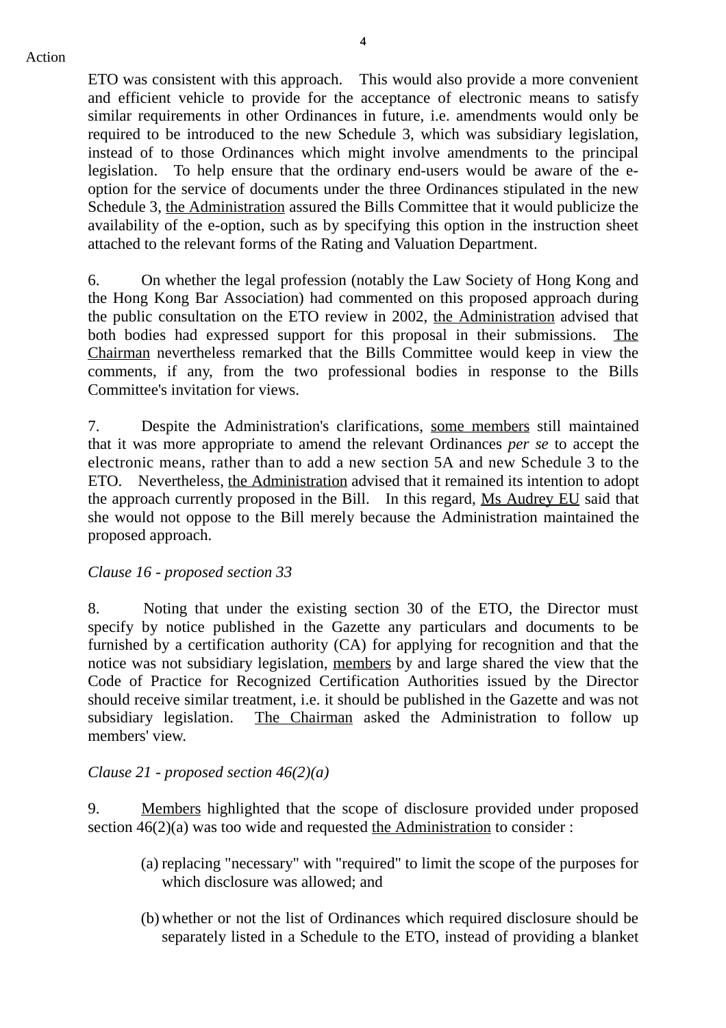ETO was consistent with this approach. This would also provide a more convenient and efficient vehicle to provide for the acceptance of electronic means to satisfy similar requirements in other Ordinances in future, i.e. amendments would only be required to be introduced to the new Schedule 3, which was subsidiary legislation, instead of to those Ordinances which might involve amendments to the principal legislation. To help ensure that the ordinary end-users would be aware of the e-option for the service of documents under the three Ordinances stipulated in the new Schedule 3, the Administration assured the Bills Committee that it would publicize the availability of the e-option, such as by specifying this option in the instruction sheet attached to the relevant forms of the Rating and Valuation Department.

6. On whether the legal profession (notably the Law Society of Hong Kong and the Hong Kong Bar Association) had commented on this proposed approach during the public consultation on the ETO review in 2002, the Administration advised that both bodies had expressed support for this proposal in their submissions. The Chairman nevertheless remarked that the Bills Committee would keep in view the comments, if any, from the two professional bodies in response to the Bills Committee's invitation for views.

7. Despite the Administration's clarifications, some members still maintained that it was more appropriate to amend the relevant Ordinances *per se* to accept the electronic means, rather than to add a new section 5A and new Schedule 3 to the ETO. Nevertheless, the Administration advised that it remained its intention to adopt the approach currently proposed in the Bill. In this regard, Ms Audrey EU said that she would not oppose to the Bill merely because the Administration maintained the proposed approach.

*Clause 16 - proposed section 33*

8. Noting that under the existing section 30 of the ETO, the Director must specify by notice published in the Gazette any particulars and documents to be furnished by a certification authority (CA) for applying for recognition and that the notice was not subsidiary legislation, members by and large shared the view that the Code of Practice for Recognized Certification Authorities issued by the Director should receive similar treatment, i.e. it should be published in the Gazette and was not subsidiary legislation. The Chairman asked the Administration to follow up members' view.

*Clause 21 - proposed section 46(2)(a)*

9. Members highlighted that the scope of disclosure provided under proposed section 46(2)(a) was too wide and requested the Administration to consider :

(a) replacing "necessary" with "required" to limit the scope of the purposes for which disclosure was allowed; and

(b) whether or not the list of Ordinances which required disclosure should be separately listed in a Schedule to the ETO, instead of providing a blanket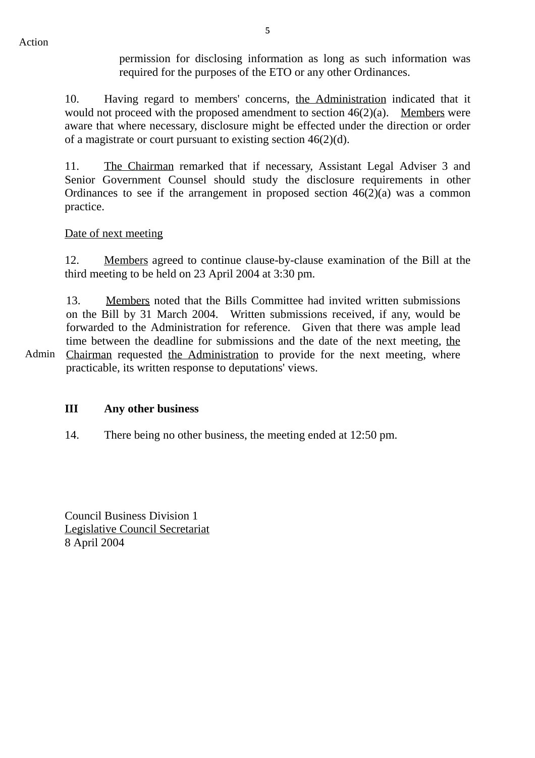Action

permission for disclosing information as long as such information was required for the purposes of the ETO or any other Ordinances.

10. Having regard to members' concerns, the Administration indicated that it would not proceed with the proposed amendment to section 46(2)(a). Members were aware that where necessary, disclosure might be effected under the direction or order of a magistrate or court pursuant to existing section 46(2)(d).

11. The Chairman remarked that if necessary, Assistant Legal Adviser 3 and Senior Government Counsel should study the disclosure requirements in other Ordinances to see if the arrangement in proposed section 46(2)(a) was a common practice.

Date of next meeting

12. Members agreed to continue clause-by-clause examination of the Bill at the third meeting to be held on 23 April 2004 at 3:30 pm.

13. Members noted that the Bills Committee had invited written submissions on the Bill by 31 March 2004. Written submissions received, if any, would be forwarded to the Administration for reference. Given that there was ample lead time between the deadline for submissions and the date of the next meeting, the Chairman requested the Administration to provide for the next meeting, where practicable, its written response to deputations' views.

Admin

**III Any other business**

14. There being no other business, the meeting ended at 12:50 pm.

Council Business Division 1
Legislative Council Secretariat
8 April 2004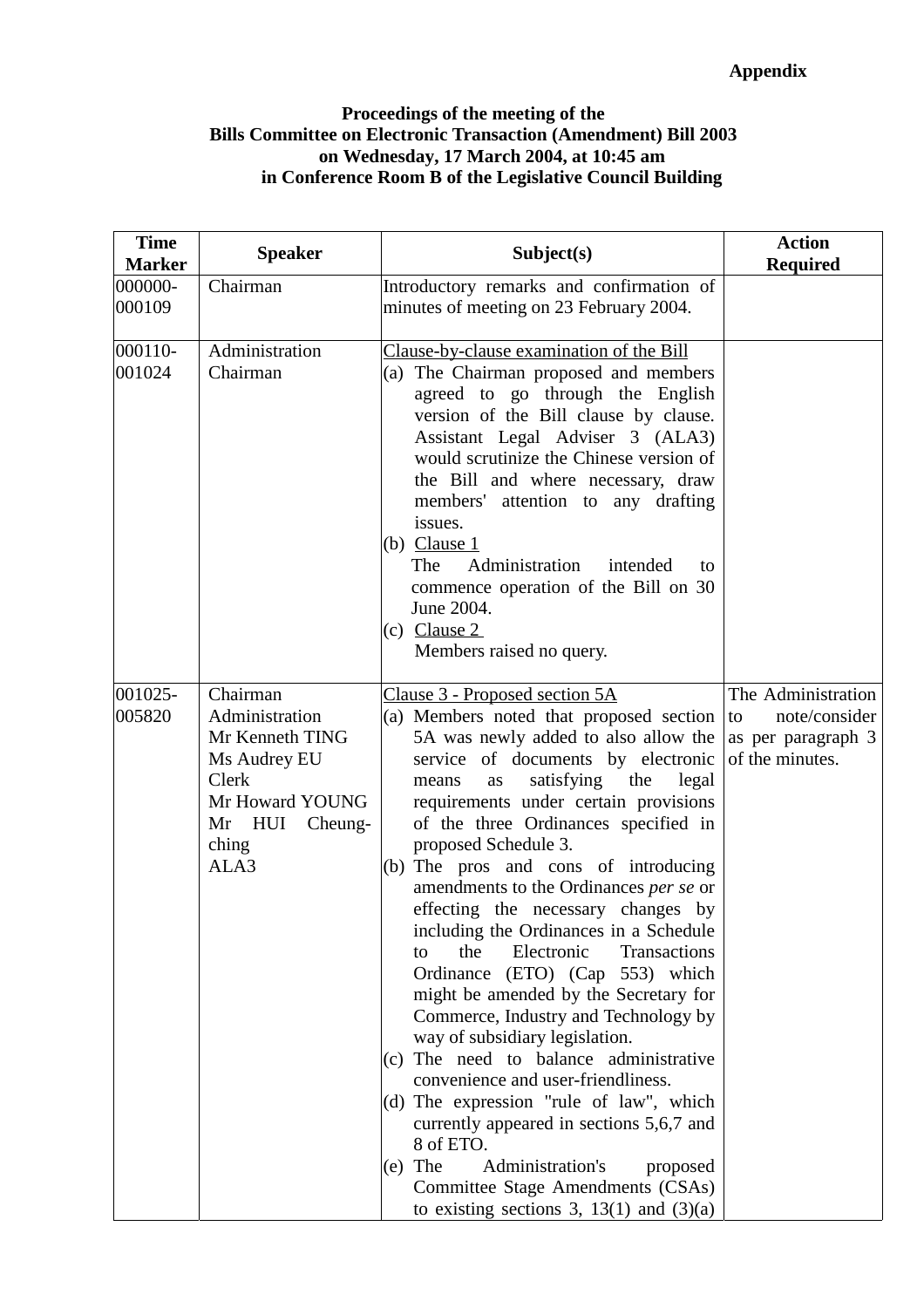**Appendix**

**Proceedings of the meeting of the Bills Committee on Electronic Transaction (Amendment) Bill 2003 on Wednesday, 17 March 2004, at 10:45 am in Conference Room B of the Legislative Council Building**

| Time Marker | Speaker | Subject(s) | Action Required |
|---|---|---|---|
| 000000-000109 | Chairman | Introductory remarks and confirmation of minutes of meeting on 23 February 2004. | |
| 000110-001024 | Administration<br>Chairman | Clause-by-clause examination of the Bill<br>(a) The Chairman proposed and members agreed to go through the English version of the Bill clause by clause. Assistant Legal Adviser 3 (ALA3) would scrutinize the Chinese version of the Bill and where necessary, draw members' attention to any drafting issues.<br>(b) Clause 1<br>The Administration intended to commence operation of the Bill on 30 June 2004.<br>(c) Clause 2<br>Members raised no query. | |
| 001025-005820 | Chairman<br>Administration<br>Mr Kenneth TING<br>Ms Audrey EU<br>Clerk<br>Mr Howard YOUNG<br>Mr HUI Cheung-ching<br>ALA3 | Clause 3 - Proposed section 5A<br>(a) Members noted that proposed section 5A was newly added to also allow the service of documents by electronic means as satisfying the legal requirements under certain provisions of the three Ordinances specified in proposed Schedule 3.<br>(b) The pros and cons of introducing amendments to the Ordinances *per se* or effecting the necessary changes by including the Ordinances in a Schedule to the Electronic Transactions Ordinance (ETO) (Cap 553) which might be amended by the Secretary for Commerce, Industry and Technology by way of subsidiary legislation.<br>(c) The need to balance administrative convenience and user-friendliness.<br>(d) The expression "rule of law", which currently appeared in sections 5,6,7 and 8 of ETO.<br>(e) The Administration's proposed Committee Stage Amendments (CSAs) to existing sections 3, 13(1) and (3)(a) | The Administration to note/consider as per paragraph 3 of the minutes. |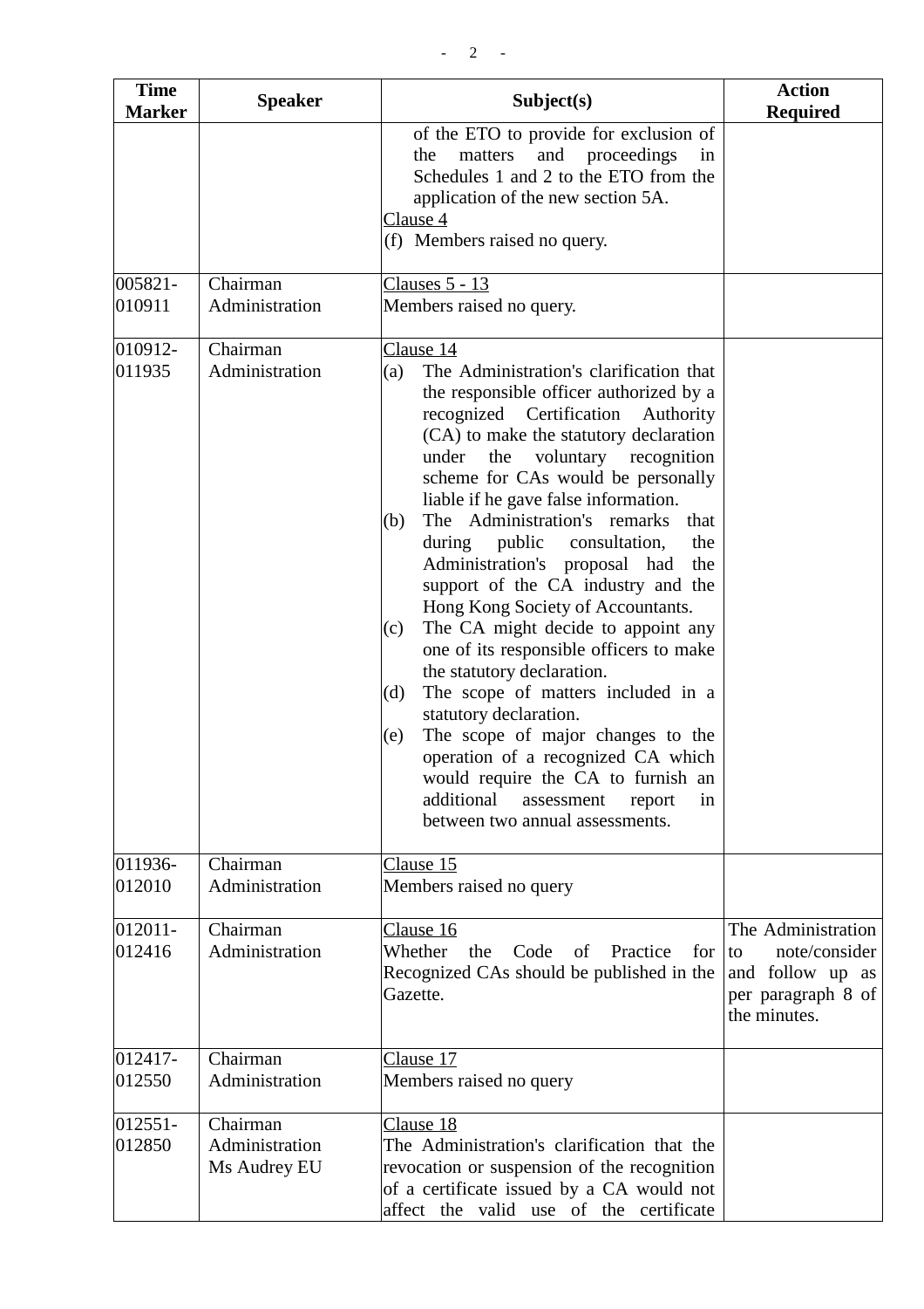| Time Marker | Speaker | Subject(s) | Action Required |
|---|---|---|---|
| | | of the ETO to provide for exclusion of the matters and proceedings in Schedules 1 and 2 to the ETO from the application of the new section 5A.<br>Clause 4<br>(f) Members raised no query. | |
| 005821-010911 | Chairman<br>Administration | Clauses 5 - 13<br>Members raised no query. | |
| 010912-011935 | Chairman<br>Administration | Clause 14<br>(a) The Administration's clarification that the responsible officer authorized by a recognized Certification Authority (CA) to make the statutory declaration under the voluntary recognition scheme for CAs would be personally liable if he gave false information.<br>(b) The Administration's remarks that during public consultation, the Administration's proposal had the support of the CA industry and the Hong Kong Society of Accountants.<br>(c) The CA might decide to appoint any one of its responsible officers to make the statutory declaration.<br>(d) The scope of matters included in a statutory declaration.<br>(e) The scope of major changes to the operation of a recognized CA which would require the CA to furnish an additional assessment report in between two annual assessments. | |
| 011936-012010 | Chairman<br>Administration | Clause 15<br>Members raised no query | |
| 012011-012416 | Chairman<br>Administration | Clause 16<br>Whether the Code of Practice for Recognized CAs should be published in the Gazette. | The Administration to note/consider and follow up as per paragraph 8 of the minutes. |
| 012417-012550 | Chairman<br>Administration | Clause 17<br>Members raised no query | |
| 012551-012850 | Chairman<br>Administration<br>Ms Audrey EU | Clause 18<br>The Administration's clarification that the revocation or suspension of the recognition of a certificate issued by a CA would not affect the valid use of the certificate | |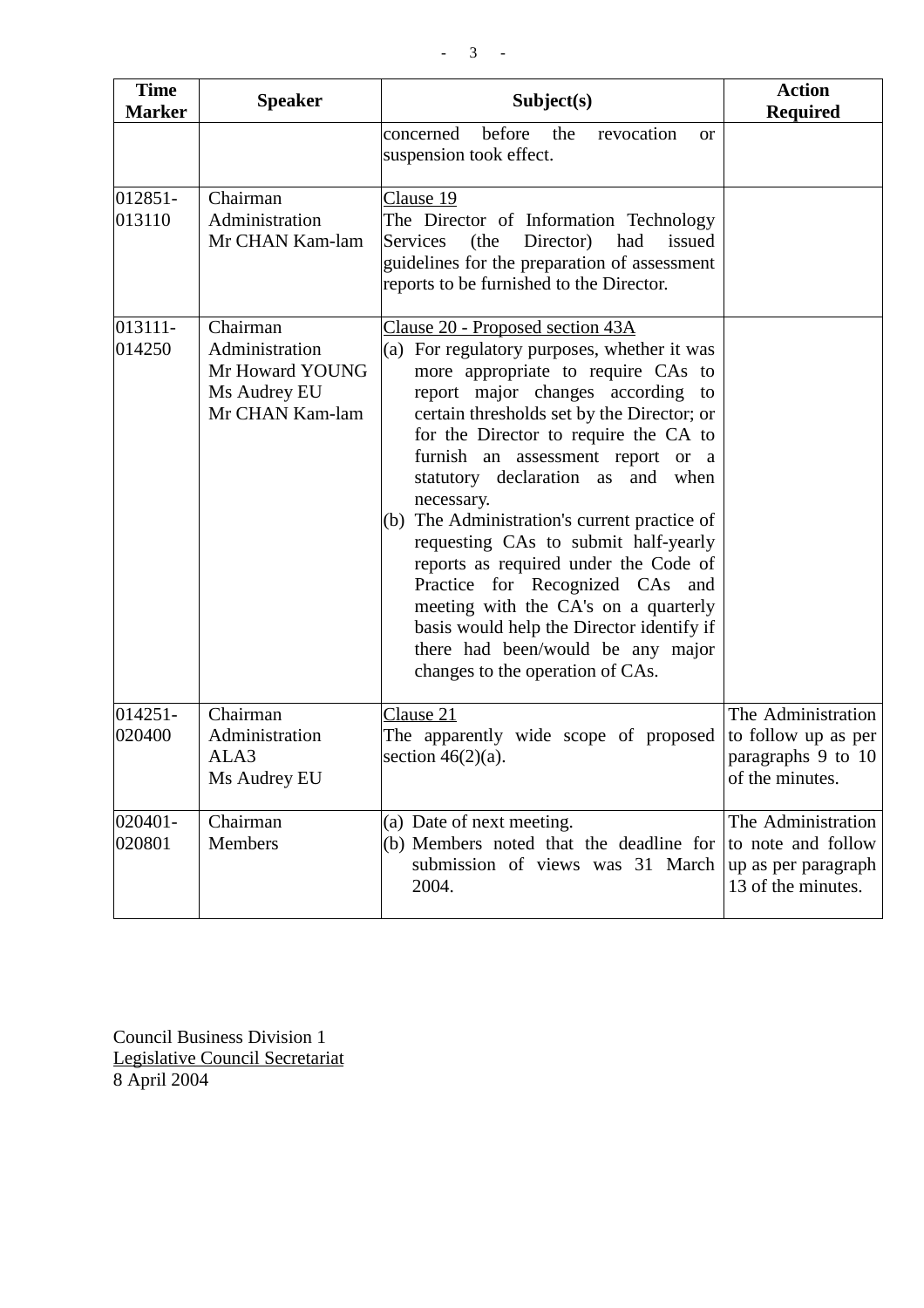| Time Marker | Speaker | Subject(s) | Action Required |
|---|---|---|---|
| | | concerned before the revocation or suspension took effect. | |
| 012851-013110 | Chairman<br>Administration<br>Mr CHAN Kam-lam | Clause 19<br>The Director of Information Technology Services (the Director) had issued guidelines for the preparation of assessment reports to be furnished to the Director. | |
| 013111-014250 | Chairman<br>Administration<br>Mr Howard YOUNG<br>Ms Audrey EU<br>Mr CHAN Kam-lam | Clause 20 - Proposed section 43A<br>(a) For regulatory purposes, whether it was more appropriate to require CAs to report major changes according to certain thresholds set by the Director; or for the Director to require the CA to furnish an assessment report or a statutory declaration as and when necessary.<br>(b) The Administration's current practice of requesting CAs to submit half-yearly reports as required under the Code of Practice for Recognized CAs and meeting with the CA's on a quarterly basis would help the Director identify if there had been/would be any major changes to the operation of CAs. | |
| 014251-020400 | Chairman<br>Administration<br>ALA3<br>Ms Audrey EU | Clause 21<br>The apparently wide scope of proposed section 46(2)(a). | The Administration to follow up as per paragraphs 9 to 10 of the minutes. |
| 020401-020801 | Chairman<br>Members | (a) Date of next meeting.<br>(b) Members noted that the deadline for submission of views was 31 March 2004. | The Administration to note and follow up as per paragraph 13 of the minutes. |

Council Business Division 1
Legislative Council Secretariat
8 April 2004